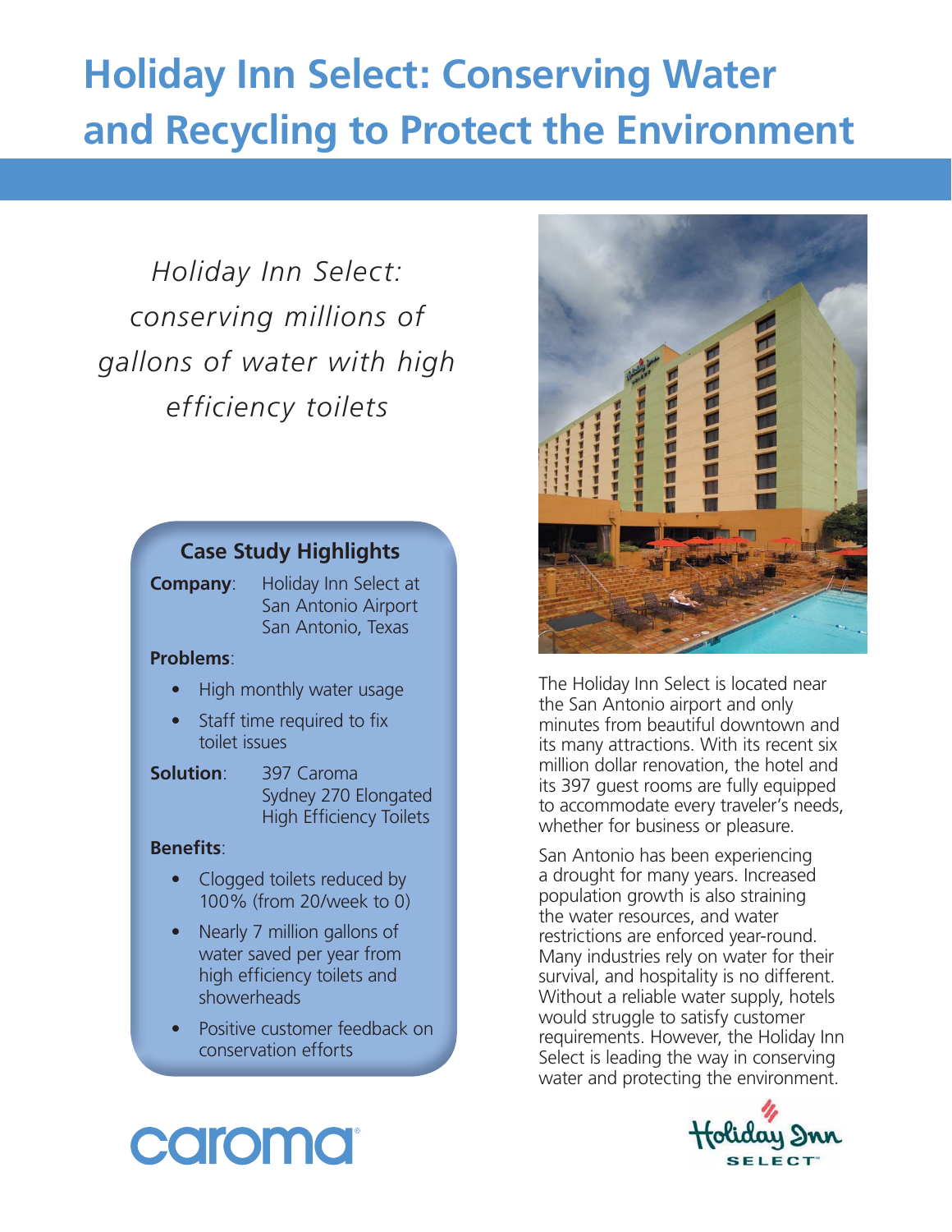# Holiday Inn Select: Conserving Water and Recycling to Protect the Environment

*Holiday Inn Select: conserving millions of gallons of water with high efficiency toilets*

## Case Study Highlights

**Company**: Holiday Inn Select at San Antonio Airport San Antonio, Texas

**Problems**:

- High monthly water usage
- Staff time required to fix toilet issues

**Solution**: 397 Caroma Sydney 270 Elongated High Efficiency Toilets

**Benefits**:

- Clogged toilets reduced by 100% (from 20/week to 0)
- Nearly 7 million gallons of water saved per year from high efficiency toilets and showerheads
- Positive customer feedback on conservation efforts

The Holiday Inn Select is located near the San Antonio airport and only minutes from beautiful downtown and its many attractions. With its recent six million dollar renovation, the hotel and its 397 guest rooms are fully equipped to accommodate every traveler's needs, whether for business or pleasure.

San Antonio has been experiencing a drought for many years. Increased population growth is also straining the water resources, and water restrictions are enforced year-round. Many industries rely on water for their survival, and hospitality is no different. Without a reliable water supply, hotels would struggle to satisfy customer requirements. However, the Holiday Inn Select is leading the way in conserving water and protecting the environment.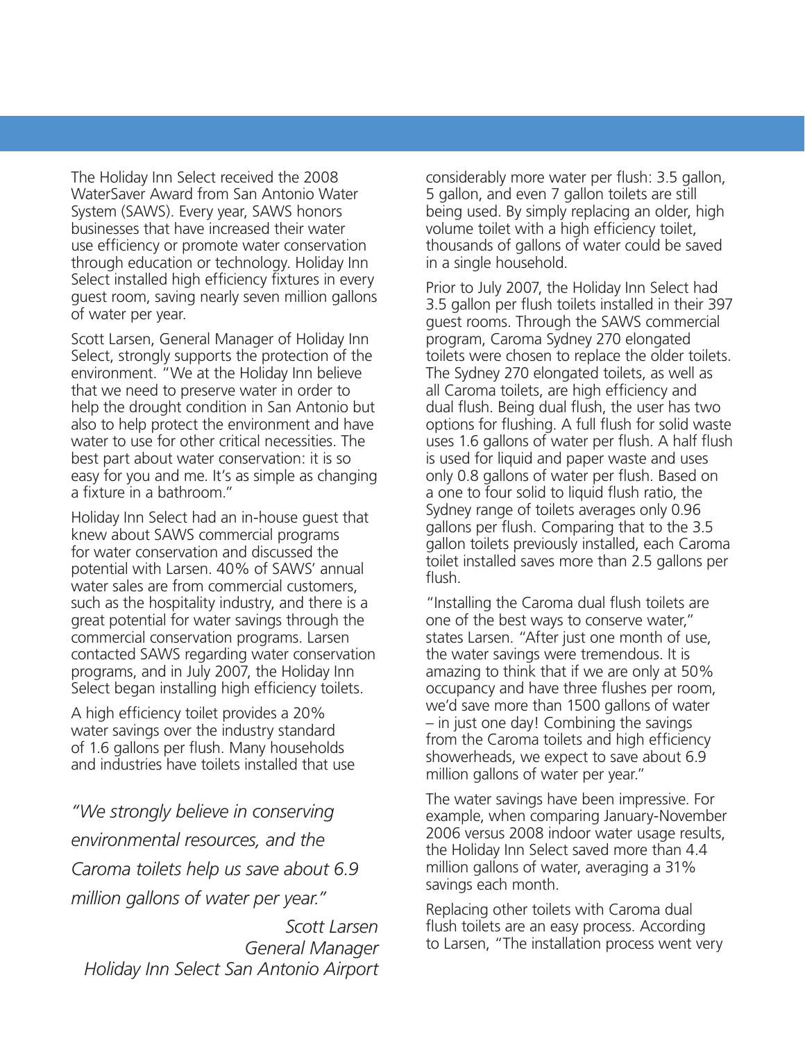The Holiday Inn Select received the 2008 WaterSaver Award from San Antonio Water System (SAWS). Every year, SAWS honors businesses that have increased their water use efficiency or promote water conservation through education or technology. Holiday Inn Select installed high efficiency fixtures in every guest room, saving nearly seven million gallons of water per year.

Scott Larsen, General Manager of Holiday Inn Select, strongly supports the protection of the environment. "We at the Holiday Inn believe that we need to preserve water in order to help the drought condition in San Antonio but also to help protect the environment and have water to use for other critical necessities. The best part about water conservation: it is so easy for you and me. It's as simple as changing a fixture in a bathroom."

Holiday Inn Select had an in-house guest that knew about SAWS commercial programs for water conservation and discussed the potential with Larsen. 40% of SAWS' annual water sales are from commercial customers, such as the hospitality industry, and there is a great potential for water savings through the commercial conservation programs. Larsen contacted SAWS regarding water conservation programs, and in July 2007, the Holiday Inn Select began installing high efficiency toilets.

A high efficiency toilet provides a 20% water savings over the industry standard of 1.6 gallons per flush. Many households and industries have toilets installed that use considerably more water per flush: 3.5 gallon, 5 gallon, and even 7 gallon toilets are still being used. By simply replacing an older, high volume toilet with a high efficiency toilet, thousands of gallons of water could be saved in a single household.

*"We strongly believe in conserving environmental resources, and the Caroma toilets help us save about 6.9 million gallons of water per year."*

*Scott Larsen*
*General Manager*
*Holiday Inn Select San Antonio Airport*

Prior to July 2007, the Holiday Inn Select had 3.5 gallon per flush toilets installed in their 397 guest rooms. Through the SAWS commercial program, Caroma Sydney 270 elongated toilets were chosen to replace the older toilets. The Sydney 270 elongated toilets, as well as all Caroma toilets, are high efficiency and dual flush. Being dual flush, the user has two options for flushing. A full flush for solid waste uses 1.6 gallons of water per flush. A half flush is used for liquid and paper waste and uses only 0.8 gallons of water per flush. Based on a one to four solid to liquid flush ratio, the Sydney range of toilets averages only 0.96 gallons per flush. Comparing that to the 3.5 gallon toilets previously installed, each Caroma toilet installed saves more than 2.5 gallons per flush.

"Installing the Caroma dual flush toilets are one of the best ways to conserve water," states Larsen. "After just one month of use, the water savings were tremendous. It is amazing to think that if we are only at 50% occupancy and have three flushes per room, we'd save more than 1500 gallons of water – in just one day! Combining the savings from the Caroma toilets and high efficiency showerheads, we expect to save about 6.9 million gallons of water per year."

The water savings have been impressive. For example, when comparing January-November 2006 versus 2008 indoor water usage results, the Holiday Inn Select saved more than 4.4 million gallons of water, averaging a 31% savings each month.

Replacing other toilets with Caroma dual flush toilets are an easy process. According to Larsen, "The installation process went very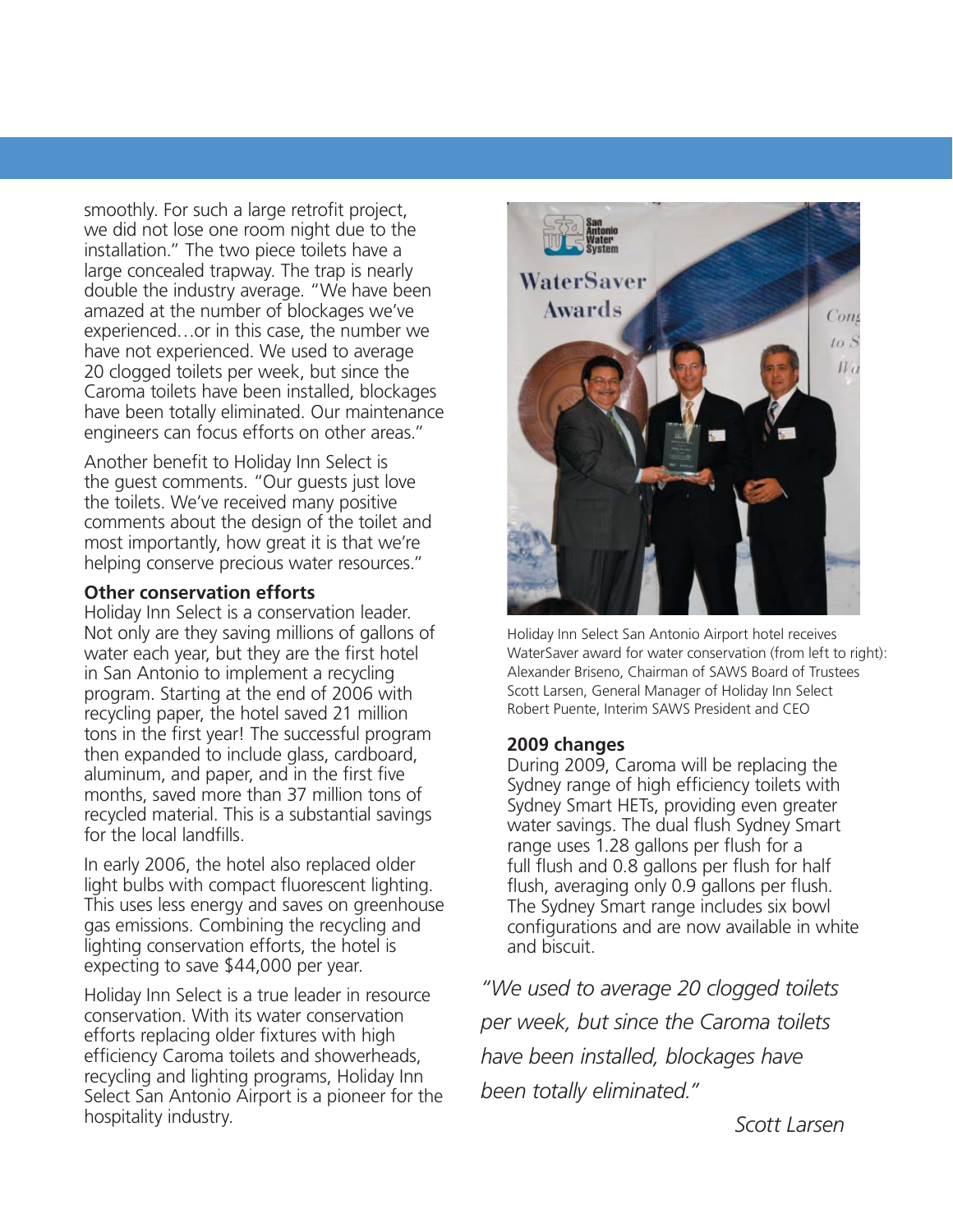smoothly. For such a large retrofit project, we did not lose one room night due to the installation." The two piece toilets have a large concealed trapway. The trap is nearly double the industry average. "We have been amazed at the number of blockages we've experienced…or in this case, the number we have not experienced. We used to average 20 clogged toilets per week, but since the Caroma toilets have been installed, blockages have been totally eliminated. Our maintenance engineers can focus efforts on other areas."

Another benefit to Holiday Inn Select is the guest comments. "Our guests just love the toilets. We've received many positive comments about the design of the toilet and most importantly, how great it is that we're helping conserve precious water resources."

**Other conservation efforts**

Holiday Inn Select is a conservation leader. Not only are they saving millions of gallons of water each year, but they are the first hotel in San Antonio to implement a recycling program. Starting at the end of 2006 with recycling paper, the hotel saved 21 million tons in the first year! The successful program then expanded to include glass, cardboard, aluminum, and paper, and in the first five months, saved more than 37 million tons of recycled material. This is a substantial savings for the local landfills.

In early 2006, the hotel also replaced older light bulbs with compact fluorescent lighting. This uses less energy and saves on greenhouse gas emissions. Combining the recycling and lighting conservation efforts, the hotel is expecting to save $44,000 per year.

Holiday Inn Select is a true leader in resource conservation. With its water conservation efforts replacing older fixtures with high efficiency Caroma toilets and showerheads, recycling and lighting programs, Holiday Inn Select San Antonio Airport is a pioneer for the hospitality industry.

Holiday Inn Select San Antonio Airport hotel receives WaterSaver award for water conservation (from left to right): Alexander Briseno, Chairman of SAWS Board of Trustees Scott Larsen, General Manager of Holiday Inn Select Robert Puente, Interim SAWS President and CEO

**2009 changes**

During 2009, Caroma will be replacing the Sydney range of high efficiency toilets with Sydney Smart HETs, providing even greater water savings. The dual flush Sydney Smart range uses 1.28 gallons per flush for a full flush and 0.8 gallons per flush for half flush, averaging only 0.9 gallons per flush. The Sydney Smart range includes six bowl configurations and are now available in white and biscuit.

*"We used to average 20 clogged toilets per week, but since the Caroma toilets have been installed, blockages have been totally eliminated."*

*Scott Larsen*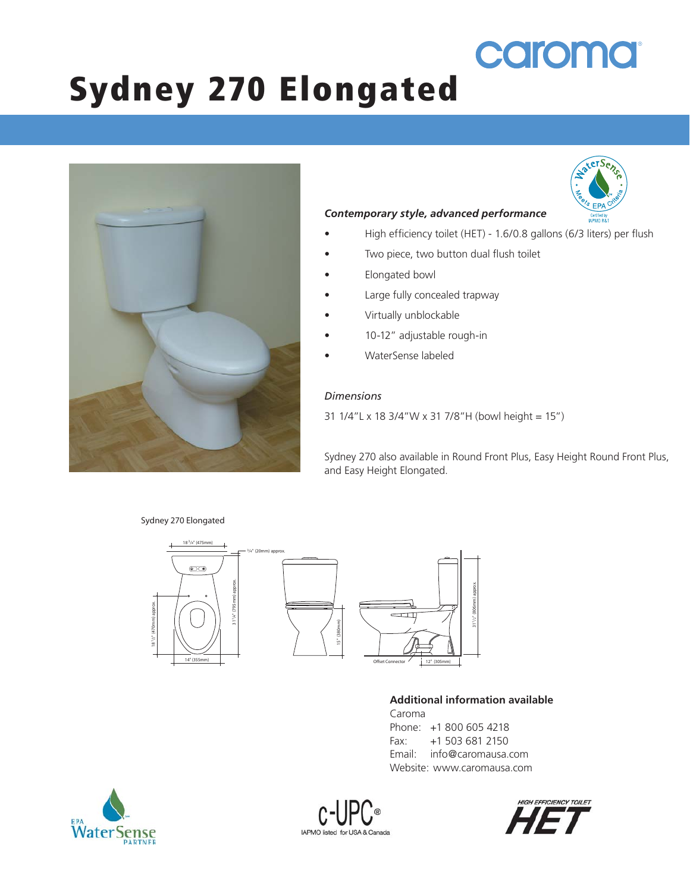# Sydney 270 Elongated

*Contemporary style, advanced performance*

- High efficiency toilet (HET) - 1.6/0.8 gallons (6/3 liters) per flush
- Two piece, two button dual flush toilet
- Elongated bowl
- Large fully concealed trapway
- Virtually unblockable
- 10-12" adjustable rough-in
- WaterSense labeled

*Dimensions*

31 1/4"L x 18 3/4"W x 31 7/8"H (bowl height = 15")

Sydney 270 also available in Round Front Plus, Easy Height Round Front Plus, and Easy Height Elongated.

Sydney 270 Elongated

18 3/4" (475mm)

3/4" (20mm) approx.

18 1/2" (470mm) approx.

31 1/4" (795mm) approx.

14" (355mm)

15" (380mm)

31 1/2" (800mm) approx.

Offset Connector

12" (305mm)

**Additional information available**

Caroma
Phone: +1 800 605 4218
Fax: +1 503 681 2150
Email: info@caromausa.com
Website: www.caromausa.com